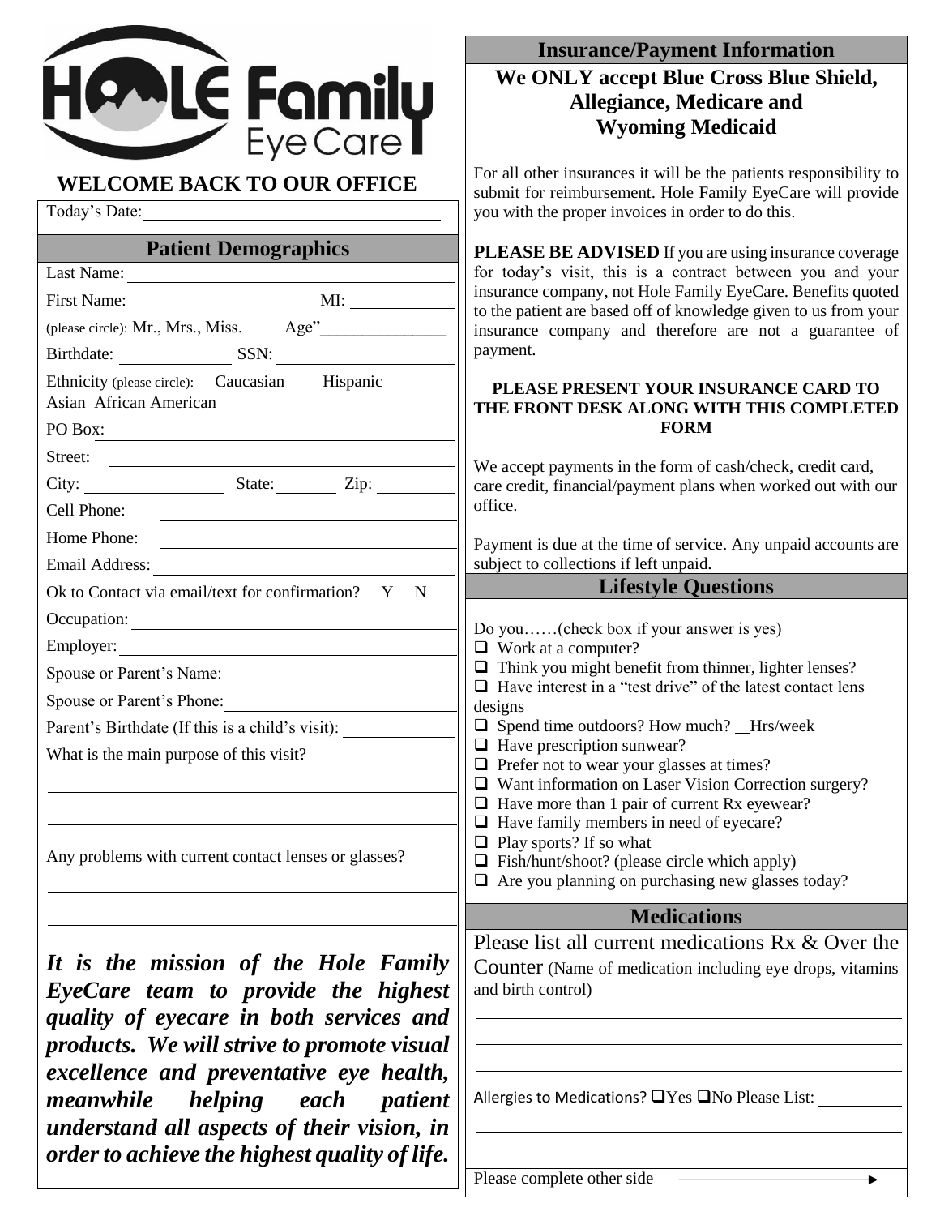# HOLE Family EyeCare

## WELCOME BACK TO OUR OFFICE

Today's Date: ______________________

### Patient Demographics

Last Name: ______________________

First Name: ______________ MI: ________

(please circle): Mr., Mrs., Miss. Age"______________

Birthdate: __________ SSN: ______________

Ethnicity (please circle): Caucasian Hispanic Asian African American

PO Box: ______________________

Street: ______________________

City: ____________ State: ______ Zip: ________

Cell Phone: ______________________

Home Phone: ______________________

Email Address: ______________________

Ok to Contact via email/text for confirmation? Y N

Occupation: ______________________

Employer: ______________________

Spouse or Parent's Name: ______________________

Spouse or Parent's Phone: ______________________

Parent's Birthdate (If this is a child's visit): __________

What is the main purpose of this visit?

______________________

______________________

Any problems with current contact lenses or glasses?

______________________

______________________

***It is the mission of the Hole Family EyeCare team to provide the highest quality of eyecare in both services and products. We will strive to promote visual excellence and preventative eye health, meanwhile helping each patient understand all aspects of their vision, in order to achieve the highest quality of life.***

### Insurance/Payment Information

**We ONLY accept Blue Cross Blue Shield, Allegiance, Medicare and Wyoming Medicaid**

For all other insurances it will be the patients responsibility to submit for reimbursement. Hole Family EyeCare will provide you with the proper invoices in order to do this.

**PLEASE BE ADVISED** If you are using insurance coverage for today's visit, this is a contract between you and your insurance company, not Hole Family EyeCare. Benefits quoted to the patient are based off of knowledge given to us from your insurance company and therefore are not a guarantee of payment.

**PLEASE PRESENT YOUR INSURANCE CARD TO THE FRONT DESK ALONG WITH THIS COMPLETED FORM**

We accept payments in the form of cash/check, credit card, care credit, financial/payment plans when worked out with our office.

Payment is due at the time of service. Any unpaid accounts are subject to collections if left unpaid.

### Lifestyle Questions

Do you……(check box if your answer is yes)

- ❑ Work at a computer?
- ❑ Think you might benefit from thinner, lighter lenses?
- ❑ Have interest in a "test drive" of the latest contact lens designs
- ❑ Spend time outdoors? How much? __Hrs/week
- ❑ Have prescription sunwear?
- ❑ Prefer not to wear your glasses at times?
- ❑ Want information on Laser Vision Correction surgery?
- ❑ Have more than 1 pair of current Rx eyewear?
- ❑ Have family members in need of eyecare?
- ❑ Play sports? If so what ______________
- ❑ Fish/hunt/shoot? (please circle which apply)
- ❑ Are you planning on purchasing new glasses today?

### Medications

Please list all current medications Rx & Over the Counter (Name of medication including eye drops, vitamins and birth control)

______________________

______________________

______________________

Allergies to Medications? ❑Yes ❑No Please List: __________

______________________

Please complete other side →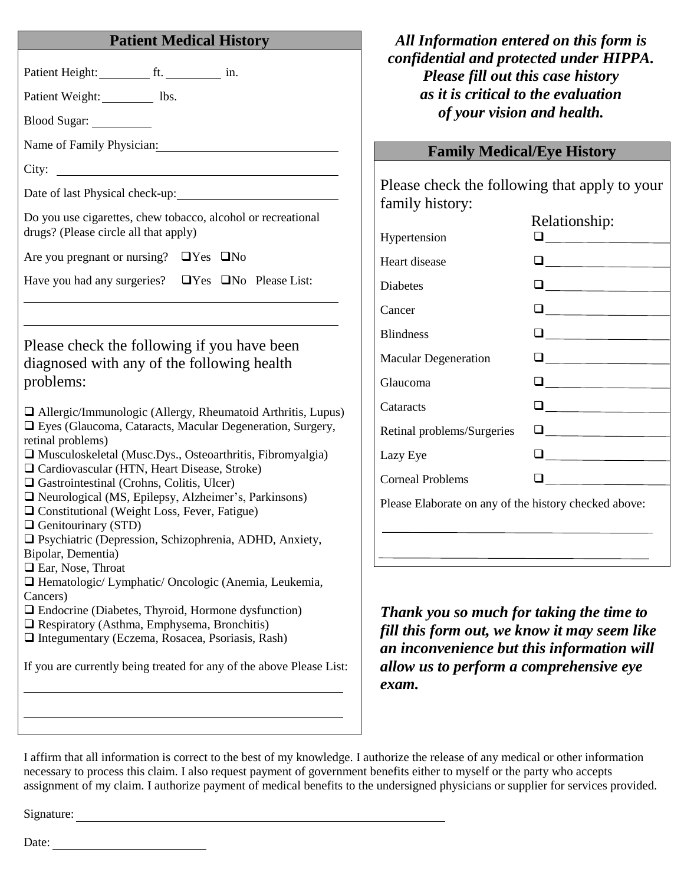## Patient Medical History

Patient Height: ________ ft. ________ in.

Patient Weight: ________ lbs.

Blood Sugar: ________

Name of Family Physician: ____________________

City: ____________________

Date of last Physical check-up: ____________________

Do you use cigarettes, chew tobacco, alcohol or recreational drugs? (Please circle all that apply)

Are you pregnant or nursing? ❑Yes ❑No

Have you had any surgeries? ❑Yes ❑No Please List:

____________________

____________________

Please check the following if you have been diagnosed with any of the following health problems:

- ❑ Allergic/Immunologic (Allergy, Rheumatoid Arthritis, Lupus)
- ❑ Eyes (Glaucoma, Cataracts, Macular Degeneration, Surgery, retinal problems)
- ❑ Musculoskeletal (Musc.Dys., Osteoarthritis, Fibromyalgia)
- ❑ Cardiovascular (HTN, Heart Disease, Stroke)
- ❑ Gastrointestinal (Crohns, Colitis, Ulcer)
- ❑ Neurological (MS, Epilepsy, Alzheimer's, Parkinsons)
- ❑ Constitutional (Weight Loss, Fever, Fatigue)
- ❑ Genitourinary (STD)
- ❑ Psychiatric (Depression, Schizophrenia, ADHD, Anxiety, Bipolar, Dementia)
- ❑ Ear, Nose, Throat
- ❑ Hematologic/ Lymphatic/ Oncologic (Anemia, Leukemia, Cancers)
- ❑ Endocrine (Diabetes, Thyroid, Hormone dysfunction)
- ❑ Respiratory (Asthma, Emphysema, Bronchitis)
- ❑ Integumentary (Eczema, Rosacea, Psoriasis, Rash)

If you are currently being treated for any of the above Please List:

____________________

____________________

***All Information entered on this form is confidential and protected under HIPPA. Please fill out this case history as it is critical to the evaluation of your vision and health.***

## Family Medical/Eye History

Please check the following that apply to your family history:

| | Relationship: |
|---|---|
| Hypertension | ❑ ________ |
| Heart disease | ❑ ________ |
| Diabetes | ❑ ________ |
| Cancer | ❑ ________ |
| Blindness | ❑ ________ |
| Macular Degeneration | ❑ ________ |
| Glaucoma | ❑ ________ |
| Cataracts | ❑ ________ |
| Retinal problems/Surgeries | ❑ ________ |
| Lazy Eye | ❑ ________ |
| Corneal Problems | ❑ ________ |

Please Elaborate on any of the history checked above:

____________________

____________________

***Thank you so much for taking the time to fill this form out, we know it may seem like an inconvenience but this information will allow us to perform a comprehensive eye exam.***

I affirm that all information is correct to the best of my knowledge. I authorize the release of any medical or other information necessary to process this claim. I also request payment of government benefits either to myself or the party who accepts assignment of my claim. I authorize payment of medical benefits to the undersigned physicians or supplier for services provided.

Signature: ____________________

Date: ____________________